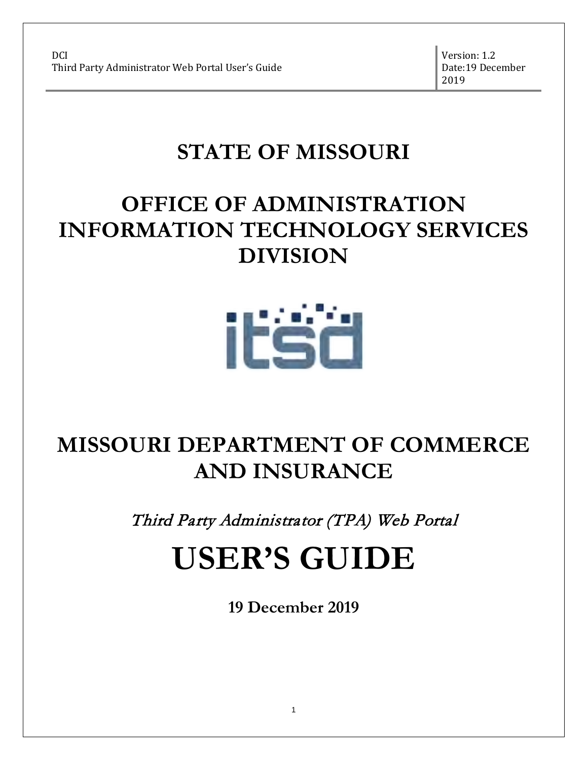# STATE OF MISSOURI

# OFFICE OF ADMINISTRATION INFORMATION TECHNOLOGY SERVICES DIVISION

# MISSOURI DEPARTMENT OF COMMERCE AND INSURANCE

*Third Party Administrator (TPA) Web Portal*

# USER'S GUIDE

**19 December 2019**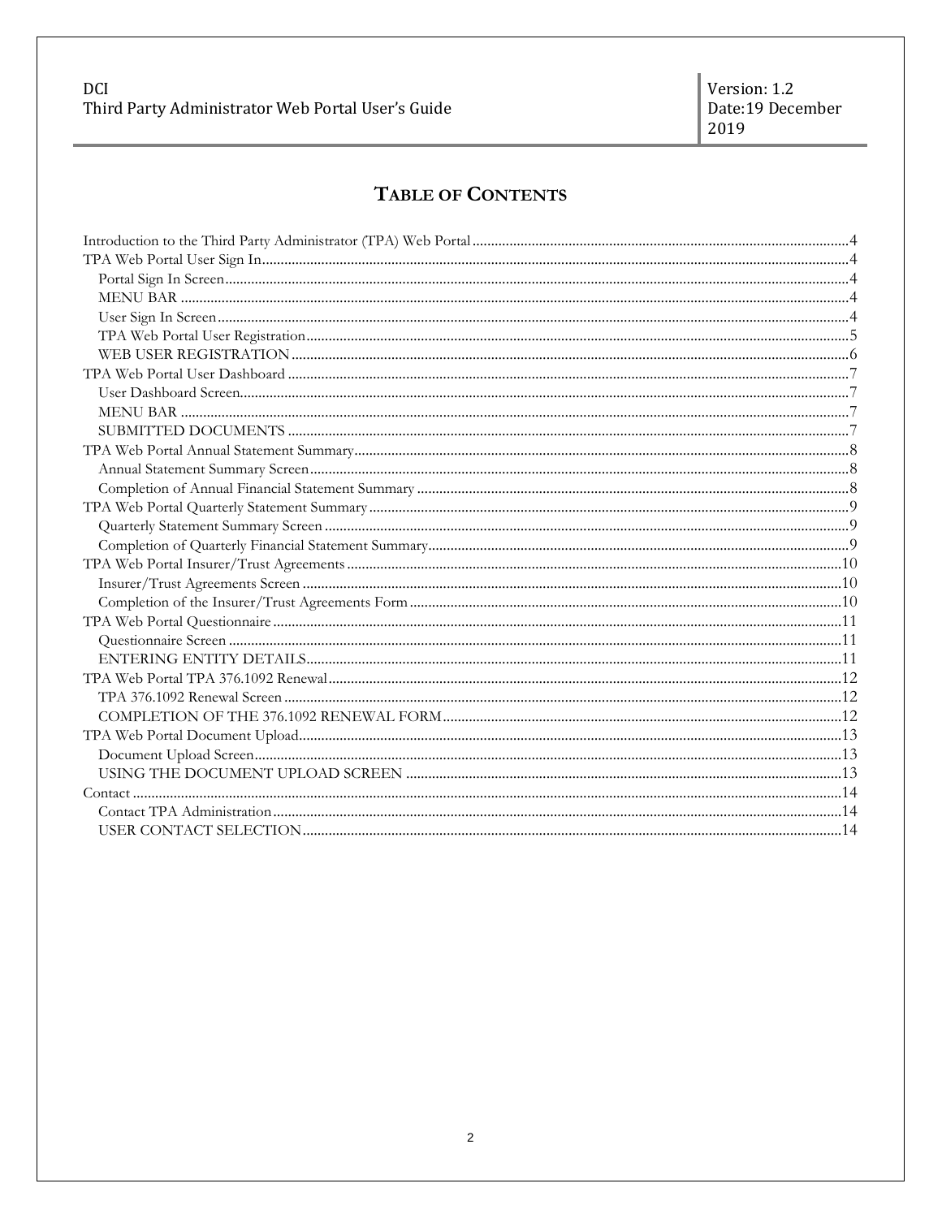# Table of Contents

Introduction to the Third Party Administrator (TPA) Web Portal ....4
TPA Web Portal User Sign In ....4
- Portal Sign In Screen ....4
- MENU BAR ....4
- User Sign In Screen ....4
- TPA Web Portal User Registration ....5
- WEB USER REGISTRATION ....6

TPA Web Portal User Dashboard ....7
- User Dashboard Screen ....7
- MENU BAR ....7
- SUBMITTED DOCUMENTS ....7

TPA Web Portal Annual Statement Summary ....8
- Annual Statement Summary Screen ....8
- Completion of Annual Financial Statement Summary ....8

TPA Web Portal Quarterly Statement Summary ....9
- Quarterly Statement Summary Screen ....9
- Completion of Quarterly Financial Statement Summary ....9

TPA Web Portal Insurer/Trust Agreements ....10
- Insurer/Trust Agreements Screen ....10
- Completion of the Insurer/Trust Agreements Form ....10

TPA Web Portal Questionnaire ....11
- Questionnaire Screen ....11
- ENTERING ENTITY DETAILS ....11

TPA Web Portal TPA 376.1092 Renewal ....12
- TPA 376.1092 Renewal Screen ....12
- COMPLETION OF THE 376.1092 RENEWAL FORM ....12

TPA Web Portal Document Upload ....13
- Document Upload Screen ....13
- USING THE DOCUMENT UPLOAD SCREEN ....13

Contact ....14
- Contact TPA Administration ....14
- USER CONTACT SELECTION ....14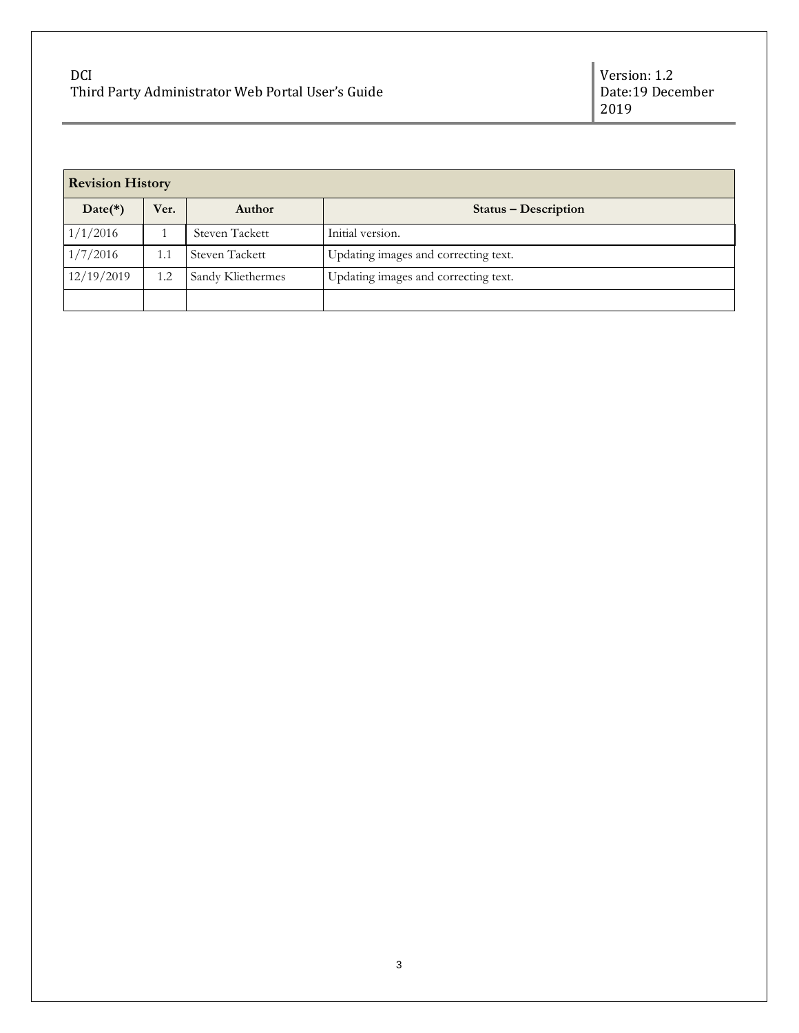| **Revision History** | | | |
|---|---|---|---|
| **Date(*)** | **Ver.** | **Author** | **Status – Description** |
| 1/1/2016 | 1 | Steven Tackett | Initial version. |
| 1/7/2016 | 1.1 | Steven Tackett | Updating images and correcting text. |
| 12/19/2019 | 1.2 | Sandy Kliethermes | Updating images and correcting text. |
| | | | |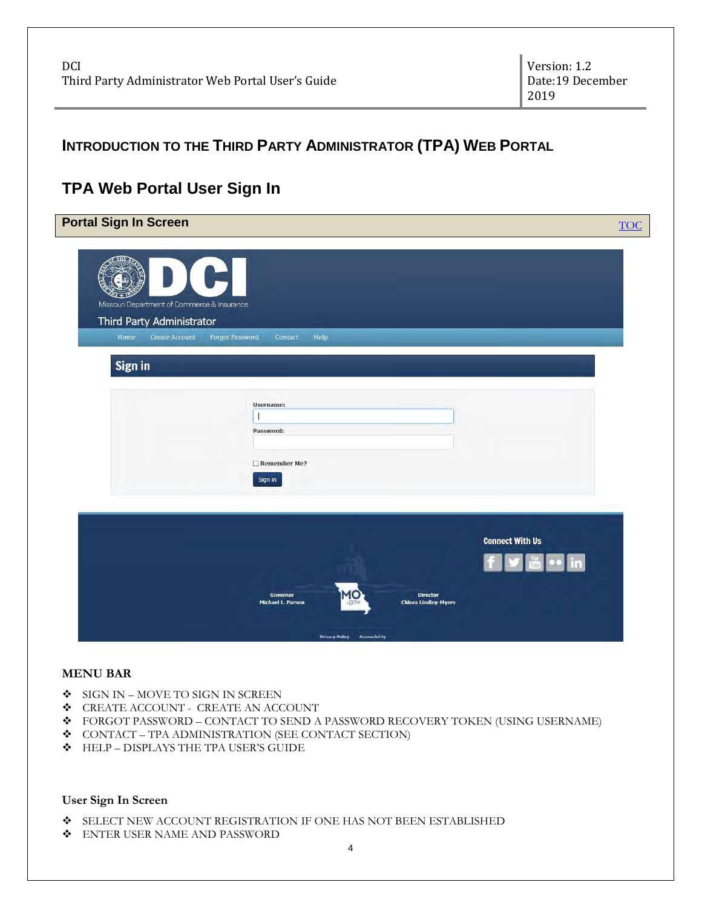## INTRODUCTION TO THE THIRD PARTY ADMINISTRATOR (TPA) WEB PORTAL

## TPA Web Portal User Sign In

### Portal Sign In Screen

TOC

**MENU BAR**

- SIGN IN – MOVE TO SIGN IN SCREEN
- CREATE ACCOUNT - CREATE AN ACCOUNT
- FORGOT PASSWORD – CONTACT TO SEND A PASSWORD RECOVERY TOKEN (USING USERNAME)
- CONTACT – TPA ADMINISTRATION (SEE CONTACT SECTION)
- HELP – DISPLAYS THE TPA USER'S GUIDE

**User Sign In Screen**

- SELECT NEW ACCOUNT REGISTRATION IF ONE HAS NOT BEEN ESTABLISHED
- ENTER USER NAME AND PASSWORD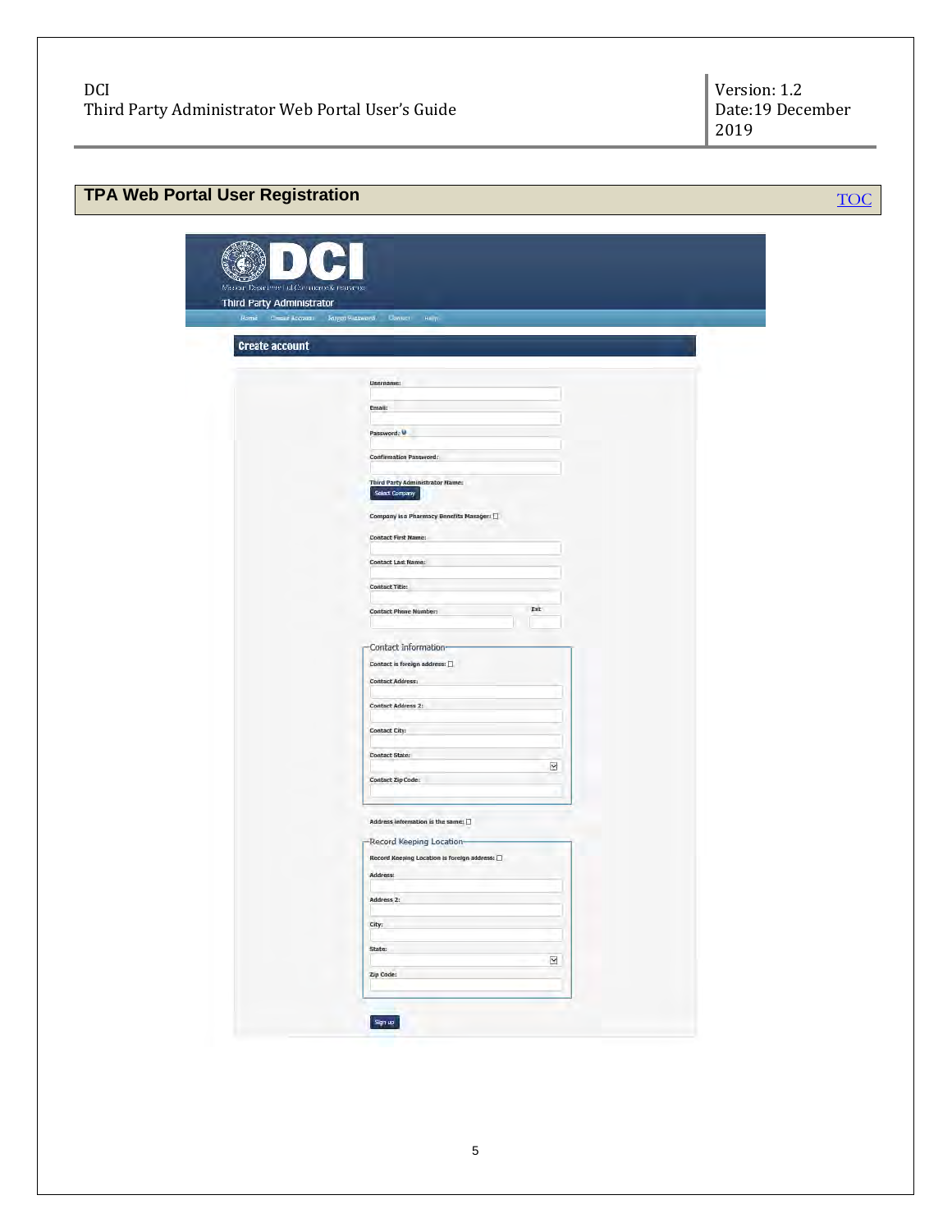## TPA Web Portal User Registration

TOC

DCI

Third Party Administrator

Home | Create Account | Forgot Password | Contact | Help

**Create account**

Username:

Email:

Password:

Confirmation Password:

Third Party Administrator Name:

Select Company

Company is a Pharmacy Benefits Manager:

Contact First Name:

Contact Last Name:

Contact Title:

Contact Phone Number: Ext

Contact Information

Contact is foreign address:

Contact Address:

Contact Address 2:

Contact City:

Contact State:

Contact Zip Code:

Address information is the same:

Record Keeping Location

Record Keeping Location is foreign address:

Address:

Address 2:

City:

State:

Zip Code:

Sign up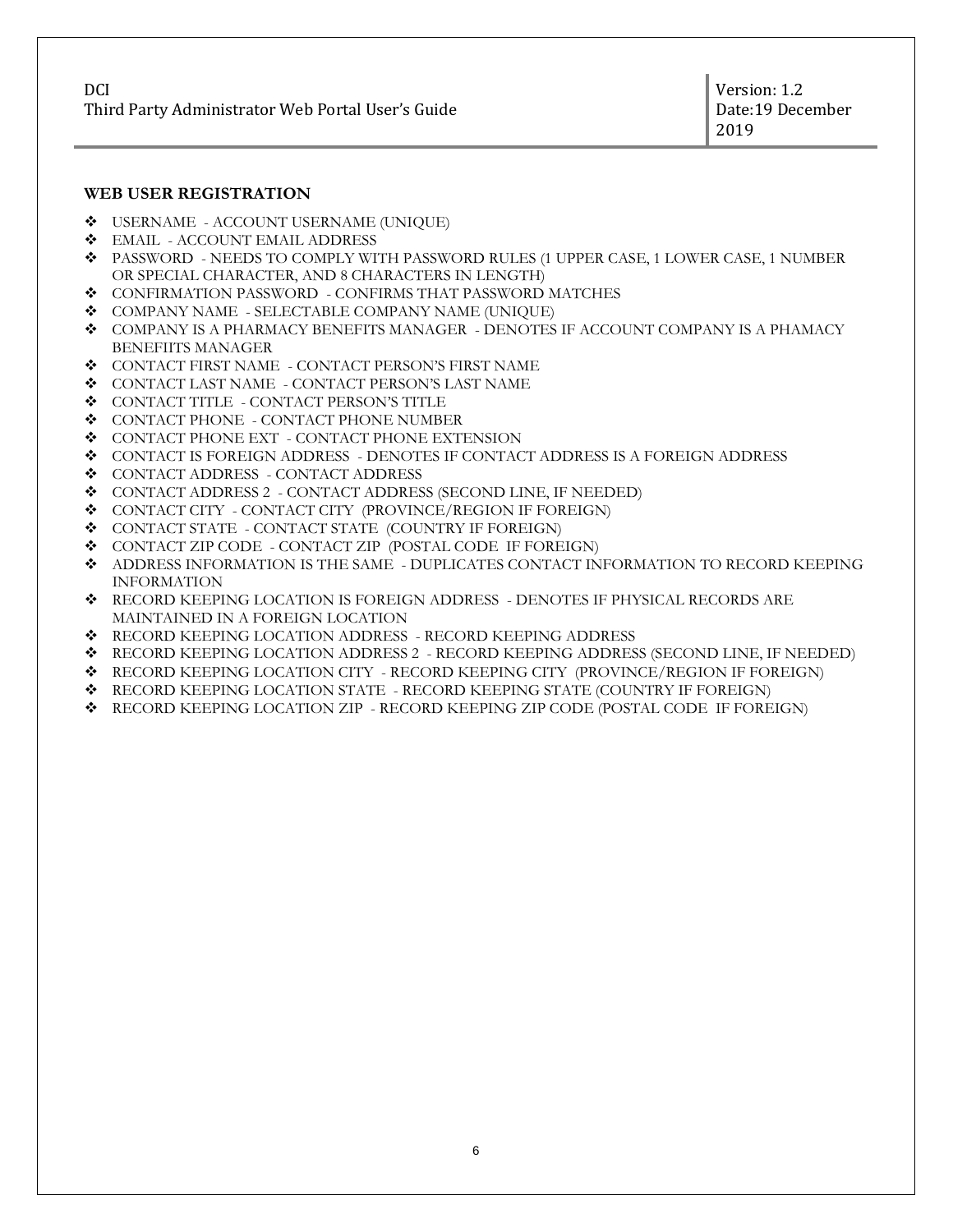## WEB USER REGISTRATION

- USERNAME - ACCOUNT USERNAME (UNIQUE)
- EMAIL - ACCOUNT EMAIL ADDRESS
- PASSWORD - NEEDS TO COMPLY WITH PASSWORD RULES (1 UPPER CASE, 1 LOWER CASE, 1 NUMBER OR SPECIAL CHARACTER, AND 8 CHARACTERS IN LENGTH)
- CONFIRMATION PASSWORD - CONFIRMS THAT PASSWORD MATCHES
- COMPANY NAME - SELECTABLE COMPANY NAME (UNIQUE)
- COMPANY IS A PHARMACY BENEFITS MANAGER - DENOTES IF ACCOUNT COMPANY IS A PHAMACY BENEFIITS MANAGER
- CONTACT FIRST NAME - CONTACT PERSON'S FIRST NAME
- CONTACT LAST NAME - CONTACT PERSON'S LAST NAME
- CONTACT TITLE - CONTACT PERSON'S TITLE
- CONTACT PHONE - CONTACT PHONE NUMBER
- CONTACT PHONE EXT - CONTACT PHONE EXTENSION
- CONTACT IS FOREIGN ADDRESS - DENOTES IF CONTACT ADDRESS IS A FOREIGN ADDRESS
- CONTACT ADDRESS - CONTACT ADDRESS
- CONTACT ADDRESS 2 - CONTACT ADDRESS (SECOND LINE, IF NEEDED)
- CONTACT CITY - CONTACT CITY (PROVINCE/REGION IF FOREIGN)
- CONTACT STATE - CONTACT STATE (COUNTRY IF FOREIGN)
- CONTACT ZIP CODE - CONTACT ZIP (POSTAL CODE IF FOREIGN)
- ADDRESS INFORMATION IS THE SAME - DUPLICATES CONTACT INFORMATION TO RECORD KEEPING INFORMATION
- RECORD KEEPING LOCATION IS FOREIGN ADDRESS - DENOTES IF PHYSICAL RECORDS ARE MAINTAINED IN A FOREIGN LOCATION
- RECORD KEEPING LOCATION ADDRESS - RECORD KEEPING ADDRESS
- RECORD KEEPING LOCATION ADDRESS 2 - RECORD KEEPING ADDRESS (SECOND LINE, IF NEEDED)
- RECORD KEEPING LOCATION CITY - RECORD KEEPING CITY (PROVINCE/REGION IF FOREIGN)
- RECORD KEEPING LOCATION STATE - RECORD KEEPING STATE (COUNTRY IF FOREIGN)
- RECORD KEEPING LOCATION ZIP - RECORD KEEPING ZIP CODE (POSTAL CODE IF FOREIGN)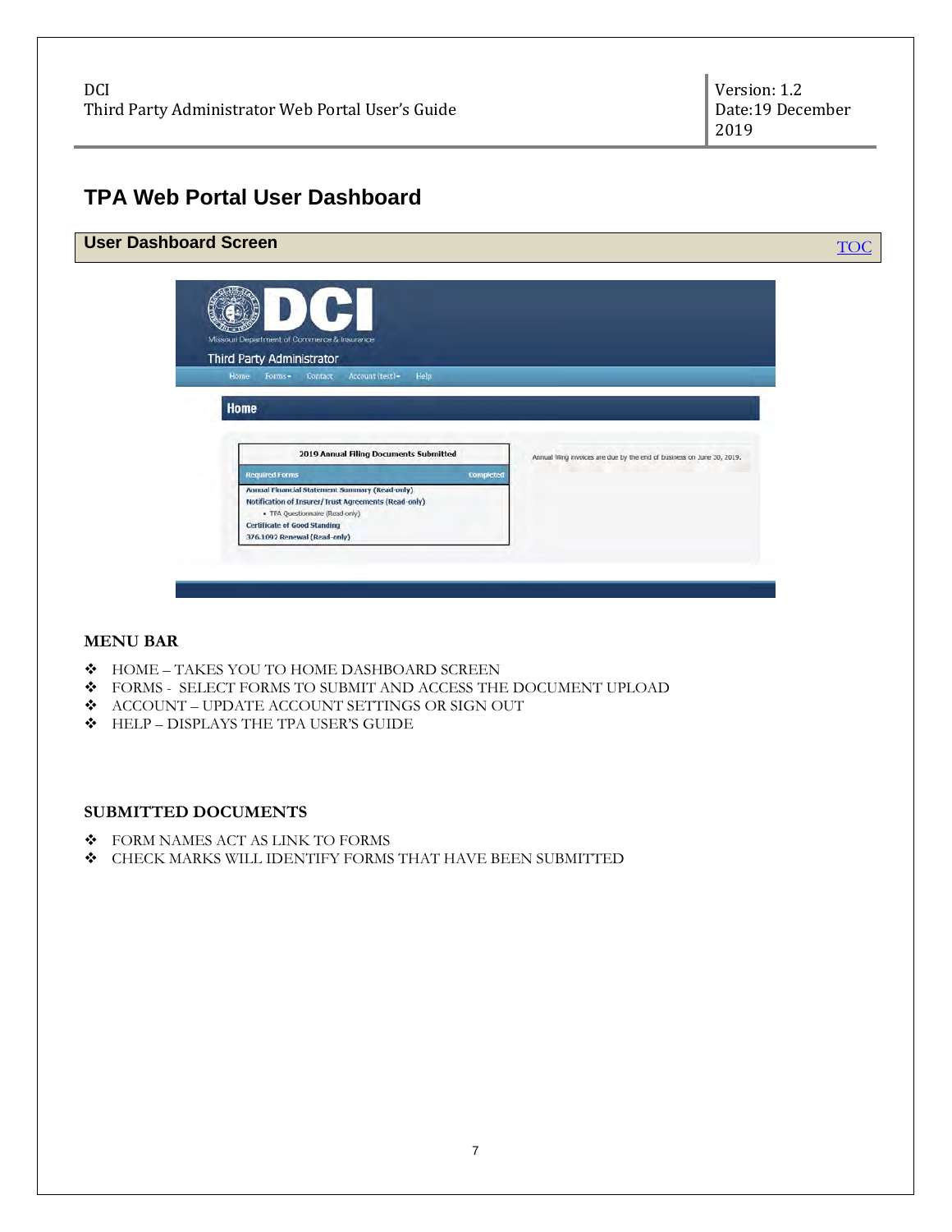# TPA Web Portal User Dashboard

## User Dashboard Screen

TOC

**MENU BAR**

- HOME – TAKES YOU TO HOME DASHBOARD SCREEN
- FORMS - SELECT FORMS TO SUBMIT AND ACCESS THE DOCUMENT UPLOAD
- ACCOUNT – UPDATE ACCOUNT SETTINGS OR SIGN OUT
- HELP – DISPLAYS THE TPA USER'S GUIDE

**SUBMITTED DOCUMENTS**

- FORM NAMES ACT AS LINK TO FORMS
- CHECK MARKS WILL IDENTIFY FORMS THAT HAVE BEEN SUBMITTED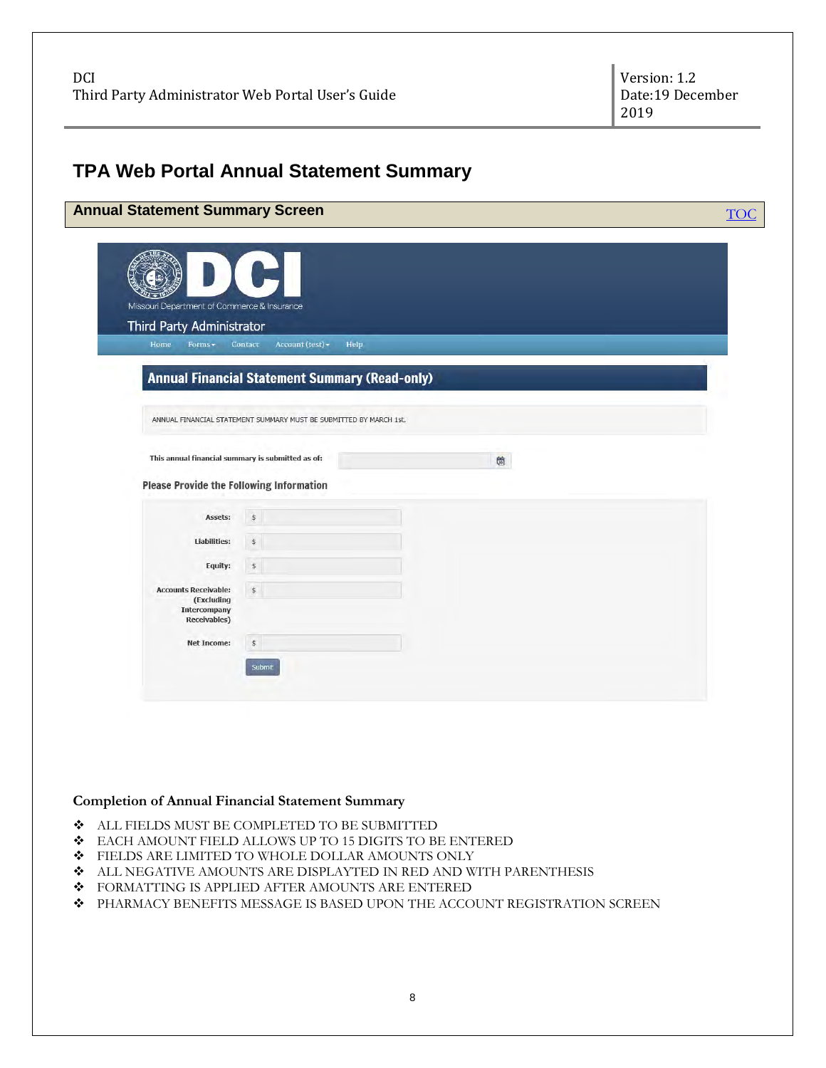# TPA Web Portal Annual Statement Summary

## Annual Statement Summary Screen

TOC

Missouri Department of Commerce & Insurance

Third Party Administrator

Home Forms Contact Account (test) Help

**Annual Financial Statement Summary (Read-only)**

ANNUAL FINANCIAL STATEMENT SUMMARY MUST BE SUBMITTED BY MARCH 1st.

This annual financial summary is submitted as of:

**Please Provide the Following Information**

Assets: $

Liabilities: $

Equity: $

Accounts Receivable: (Excluding Intercompany Receivables) $

Net Income: $

Submit

### Completion of Annual Financial Statement Summary

- ALL FIELDS MUST BE COMPLETED TO BE SUBMITTED
- EACH AMOUNT FIELD ALLOWS UP TO 15 DIGITS TO BE ENTERED
- FIELDS ARE LIMITED TO WHOLE DOLLAR AMOUNTS ONLY
- ALL NEGATIVE AMOUNTS ARE DISPLAYTED IN RED AND WITH PARENTHESIS
- FORMATTING IS APPLIED AFTER AMOUNTS ARE ENTERED
- PHARMACY BENEFITS MESSAGE IS BASED UPON THE ACCOUNT REGISTRATION SCREEN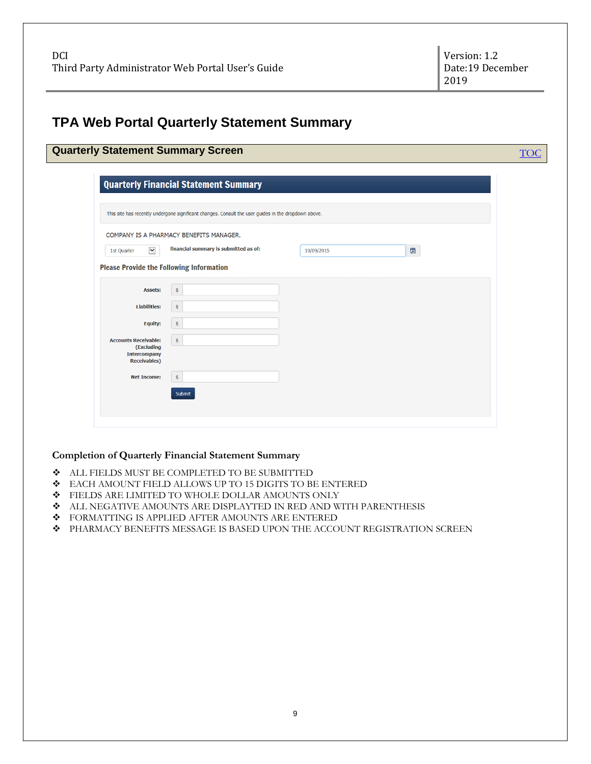# TPA Web Portal Quarterly Statement Summary

## Quarterly Statement Summary Screen

TOC

**Quarterly Financial Statement Summary**

This site has recently undergone significant changes. Consult the user guides in the dropdown above.

COMPANY IS A PHARMACY BENEFITS MANAGER.

1st Quarter | financial summary is submitted as of: 10/09/2015

**Please Provide the Following Information**

| | |
|---|---|
| Assets: | $ |
| Liabilities: | $ |
| Equity: | $ |
| Accounts Receivable: (Excluding Intercompany Receivables) | $ |
| Net Income: | $ |

Submit

### Completion of Quarterly Financial Statement Summary

- ALL FIELDS MUST BE COMPLETED TO BE SUBMITTED
- EACH AMOUNT FIELD ALLOWS UP TO 15 DIGITS TO BE ENTERED
- FIELDS ARE LIMITED TO WHOLE DOLLAR AMOUNTS ONLY
- ALL NEGATIVE AMOUNTS ARE DISPLAYTED IN RED AND WITH PARENTHESIS
- FORMATTING IS APPLIED AFTER AMOUNTS ARE ENTERED
- PHARMACY BENEFITS MESSAGE IS BASED UPON THE ACCOUNT REGISTRATION SCREEN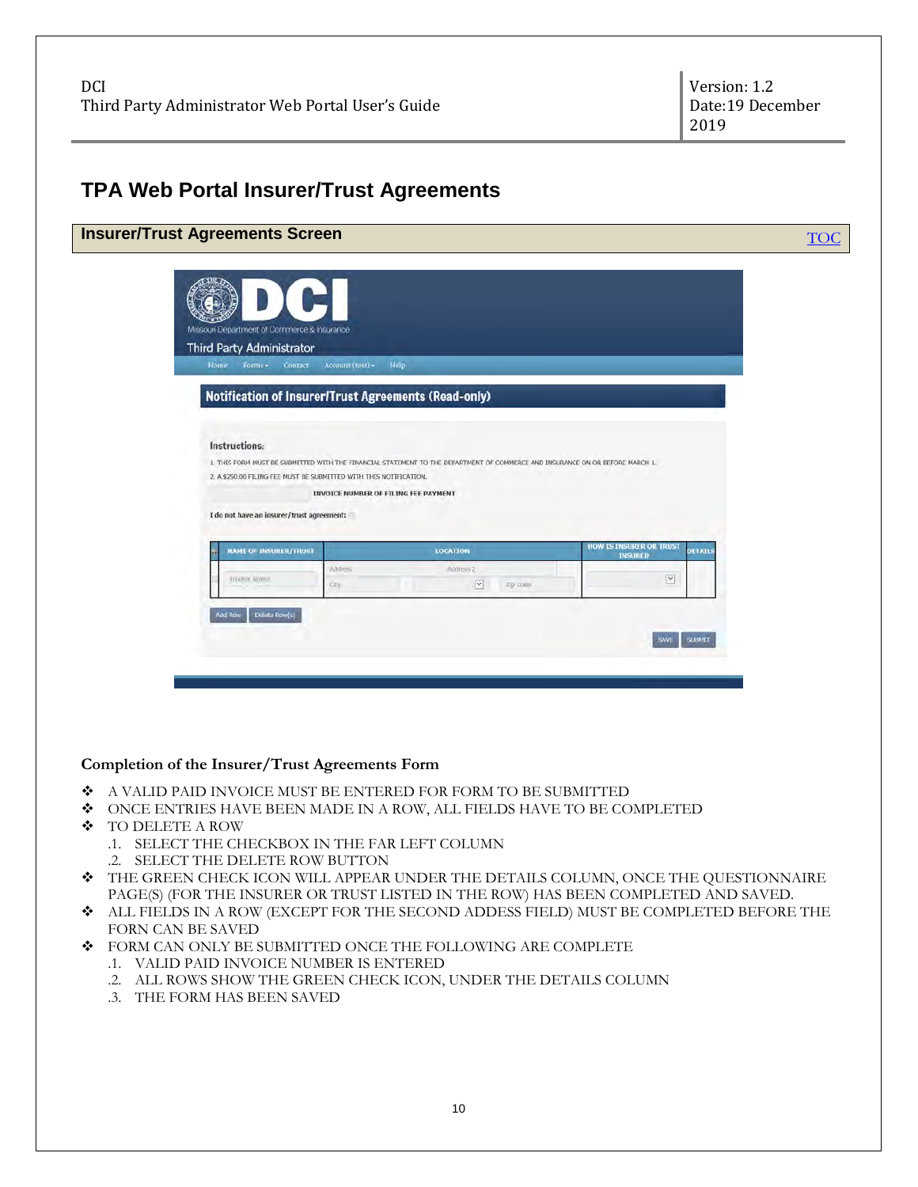# TPA Web Portal Insurer/Trust Agreements

## Insurer/Trust Agreements Screen

TOC

### Completion of the Insurer/Trust Agreements Form

- A VALID PAID INVOICE MUST BE ENTERED FOR FORM TO BE SUBMITTED
- ONCE ENTRIES HAVE BEEN MADE IN A ROW, ALL FIELDS HAVE TO BE COMPLETED
- TO DELETE A ROW
  - .1. SELECT THE CHECKBOX IN THE FAR LEFT COLUMN
  - .2. SELECT THE DELETE ROW BUTTON
- THE GREEN CHECK ICON WILL APPEAR UNDER THE DETAILS COLUMN, ONCE THE QUESTIONNAIRE PAGE(S) (FOR THE INSURER OR TRUST LISTED IN THE ROW) HAS BEEN COMPLETED AND SAVED.
- ALL FIELDS IN A ROW (EXCEPT FOR THE SECOND ADDESS FIELD) MUST BE COMPLETED BEFORE THE FORN CAN BE SAVED
- FORM CAN ONLY BE SUBMITTED ONCE THE FOLLOWING ARE COMPLETE
  - .1. VALID PAID INVOICE NUMBER IS ENTERED
  - .2. ALL ROWS SHOW THE GREEN CHECK ICON, UNDER THE DETAILS COLUMN
  - .3. THE FORM HAS BEEN SAVED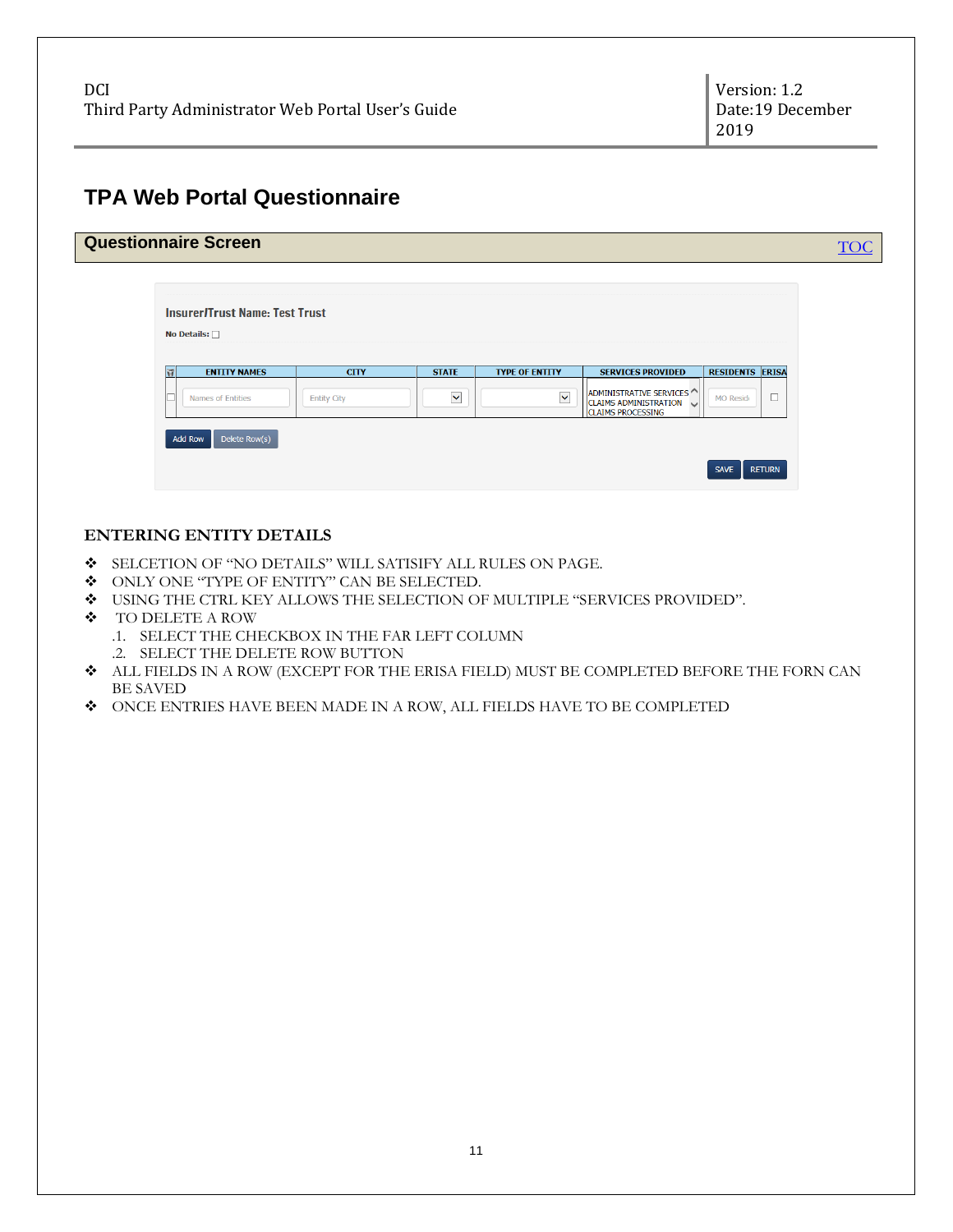## TPA Web Portal Questionnaire

### Questionnaire Screen

TOC

Insurer/Trust Name: Test Trust

No Details: ☐

| | ENTITY NAMES | CITY | STATE | TYPE OF ENTITY | SERVICES PROVIDED | RESIDENTS | ERISA |
|---|---|---|---|---|---|---|---|
| ☐ | Names of Entities | Entity City | | | ADMINISTRATIVE SERVICES<br>CLAIMS ADMINISTRATION<br>CLAIMS PROCESSING | MO Resid | ☐ |

Add Row | Delete Row(s)

SAVE | RETURN

#### ENTERING ENTITY DETAILS

- SELCETION OF "NO DETAILS" WILL SATISIFY ALL RULES ON PAGE.
- ONLY ONE "TYPE OF ENTITY" CAN BE SELECTED.
- USING THE CTRL KEY ALLOWS THE SELECTION OF MULTIPLE "SERVICES PROVIDED".
- TO DELETE A ROW
  .1. SELECT THE CHECKBOX IN THE FAR LEFT COLUMN
  .2. SELECT THE DELETE ROW BUTTON
- ALL FIELDS IN A ROW (EXCEPT FOR THE ERISA FIELD) MUST BE COMPLETED BEFORE THE FORN CAN BE SAVED
- ONCE ENTRIES HAVE BEEN MADE IN A ROW, ALL FIELDS HAVE TO BE COMPLETED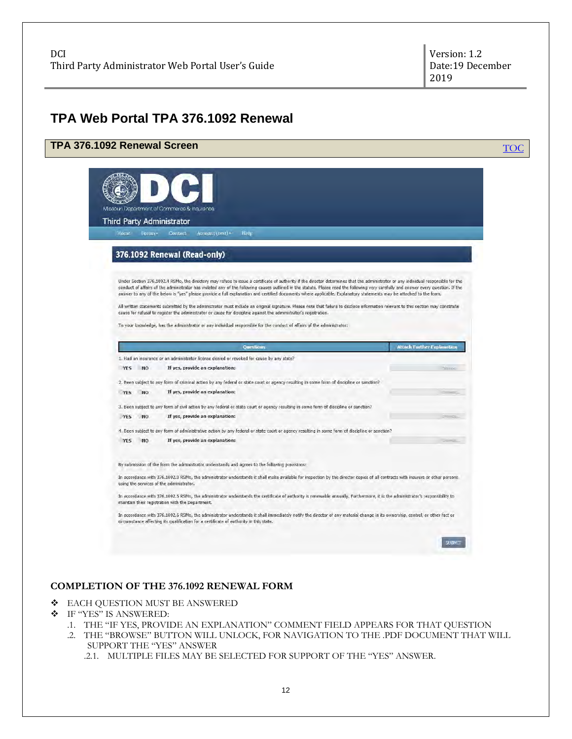# TPA Web Portal TPA 376.1092 Renewal

## TPA 376.1092 Renewal Screen

TOC

Missouri Department of Commerce & Insurance

Third Party Administrator

Home Forms Contact Account (test) Help

**376.1092 Renewal (Read-only)**

Under Section 376.1092.4 RSMo, the directory may refuse to issue a certificate of authority if the director determines that the administrator or any individual responsible for the conduct of affairs of the administrator has violated any of the following causes outlined in the statute. Please read the following very carefully and answer every question. If the answer to any of the below is "yes" please provide a full explanation and certified documents where applicable. Explanatory statements may be attached to the form.

All written statements submitted by the administrator must include an original signature. Please note that failure to disclose information relevant to this section may constitute cause for refusal to register the administrator or cause for discipline against the administrator's registration.

To your knowledge, has the administrator or any individual responsible for the conduct of affairs of the administrator:

| Questions | Attach Further Explanation |
|---|---|
| 1. Had an insurance or an administrator license denied or revoked for cause by any state?<br>YES NO If yes, provide an explanation: | Browse... |
| 2. Been subject to any form of criminal action by any federal or state court or agency resulting in some form of discipline or sanction?<br>YES NO If yes, provide an explanation: | Browse... |
| 3. Been subject to any form of civil action by any federal or state court or agency resulting in some form of discipline or sanction?<br>YES NO If yes, provide an explanation: | Browse... |
| 4. Been subject to any form of administrative action by any federal or state court or agency resulting in some form of discipline or sanction?<br>YES NO If yes, provide an explanation: | Browse... |

By submission of the form the administrator understands and agrees to the following provisions:

In accordance with 376.1092.3 RSMo, the administrator understands it shall make available for inspection by the director copies of all contracts with insurers or other persons using the services of the administrator.

In accordance with 376.1092.5 RSMo, the administrator understands the certificate of authority is renewable annually. Furthermore, it is the administrator's responsibility to maintain their registration with the Department.

In accordance with 376.1092.6 RSMo, the administrator understands it shall immediately notify the director of any material change in its ownership, control, or other fact or circumstance affecting its qualification for a certificate of authority in this state.

SUBMIT

### COMPLETION OF THE 376.1092 RENEWAL FORM

- EACH QUESTION MUST BE ANSWERED
- IF "YES" IS ANSWERED:
  - .1. THE "IF YES, PROVIDE AN EXPLANATION" COMMENT FIELD APPEARS FOR THAT QUESTION
  - .2. THE "BROWSE" BUTTON WILL UNLOCK, FOR NAVIGATION TO THE .PDF DOCUMENT THAT WILL SUPPORT THE "YES" ANSWER
    - .2.1. MULTIPLE FILES MAY BE SELECTED FOR SUPPORT OF THE "YES" ANSWER.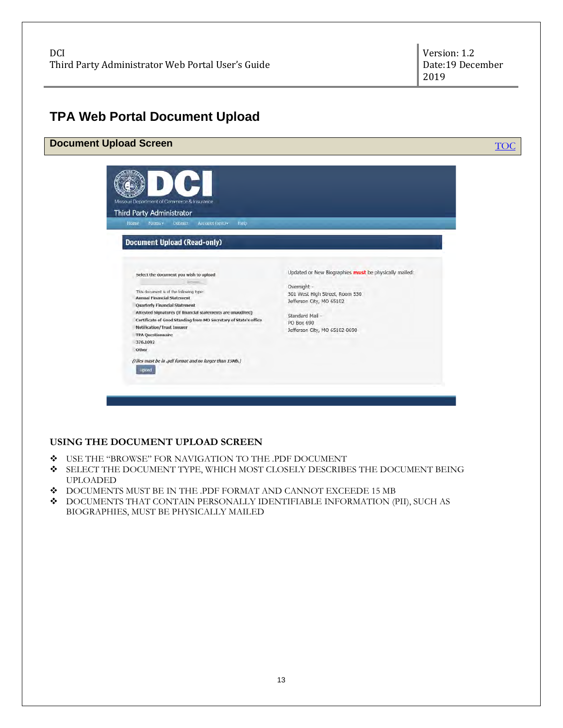# TPA Web Portal Document Upload

## Document Upload Screen

TOC

Document Upload (Read-only)

Select the document you wish to upload

This document is of the following type:
- Annual Financial Statement
- Quarterly Financial Statement
- Attested Signatures (if financial statements are unaudited)
- Certificate of Good Standing from MO Secretary of State's office
- Notification/Trust Insurer
- TPA Questionnaire
- 376.1092
- Other

*(Files must be in .pdf format and no larger than 15Mb.)*

Upload

Updated or New Biographies **must** be physically mailed:

Overnight -
301 West High Street, Room 530
Jefferson City, MO 65102

Standard Mail -
PO Box 690
Jefferson City, MO 65102-0690

### USING THE DOCUMENT UPLOAD SCREEN

- USE THE "BROWSE" FOR NAVIGATION TO THE .PDF DOCUMENT
- SELECT THE DOCUMENT TYPE, WHICH MOST CLOSELY DESCRIBES THE DOCUMENT BEING UPLOADED
- DOCUMENTS MUST BE IN THE .PDF FORMAT AND CANNOT EXCEEDE 15 MB
- DOCUMENTS THAT CONTAIN PERSONALLY IDENTIFIABLE INFORMATION (PII), SUCH AS BIOGRAPHIES, MUST BE PHYSICALLY MAILED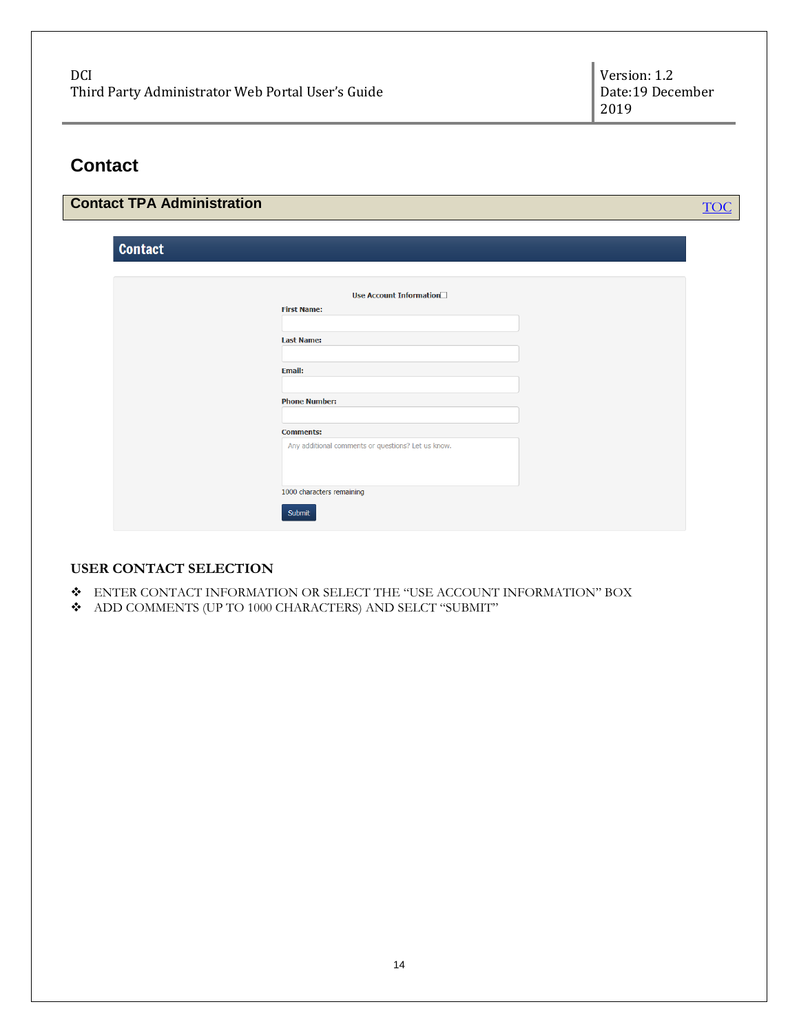# Contact

## Contact TPA Administration

TOC

Contact

Use Account Information

First Name:

Last Name:

Email:

Phone Number:

Comments:

Any additional comments or questions? Let us know.

1000 characters remaining

Submit

### USER CONTACT SELECTION

- ENTER CONTACT INFORMATION OR SELECT THE "USE ACCOUNT INFORMATION" BOX
- ADD COMMENTS (UP TO 1000 CHARACTERS) AND SELCT "SUBMIT"